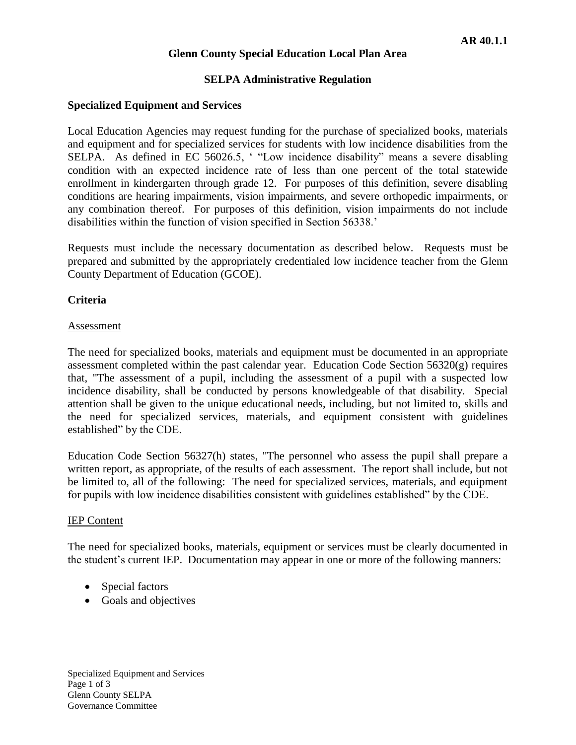AR 40.1.1

# Glenn County Special Education Local Plan Area

## SELPA Administrative Regulation

### Specialized Equipment and Services

Local Education Agencies may request funding for the purchase of specialized books, materials and equipment and for specialized services for students with low incidence disabilities from the SELPA. As defined in EC 56026.5, ' "Low incidence disability" means a severe disabling condition with an expected incidence rate of less than one percent of the total statewide enrollment in kindergarten through grade 12. For purposes of this definition, severe disabling conditions are hearing impairments, vision impairments, and severe orthopedic impairments, or any combination thereof. For purposes of this definition, vision impairments do not include disabilities within the function of vision specified in Section 56338.'

Requests must include the necessary documentation as described below. Requests must be prepared and submitted by the appropriately credentialed low incidence teacher from the Glenn County Department of Education (GCOE).

### Criteria

Assessment

The need for specialized books, materials and equipment must be documented in an appropriate assessment completed within the past calendar year. Education Code Section 56320(g) requires that, "The assessment of a pupil, including the assessment of a pupil with a suspected low incidence disability, shall be conducted by persons knowledgeable of that disability. Special attention shall be given to the unique educational needs, including, but not limited to, skills and the need for specialized services, materials, and equipment consistent with guidelines established" by the CDE.

Education Code Section 56327(h) states, "The personnel who assess the pupil shall prepare a written report, as appropriate, of the results of each assessment. The report shall include, but not be limited to, all of the following: The need for specialized services, materials, and equipment for pupils with low incidence disabilities consistent with guidelines established" by the CDE.

IEP Content

The need for specialized books, materials, equipment or services must be clearly documented in the student's current IEP. Documentation may appear in one or more of the following manners:

- Special factors
- Goals and objectives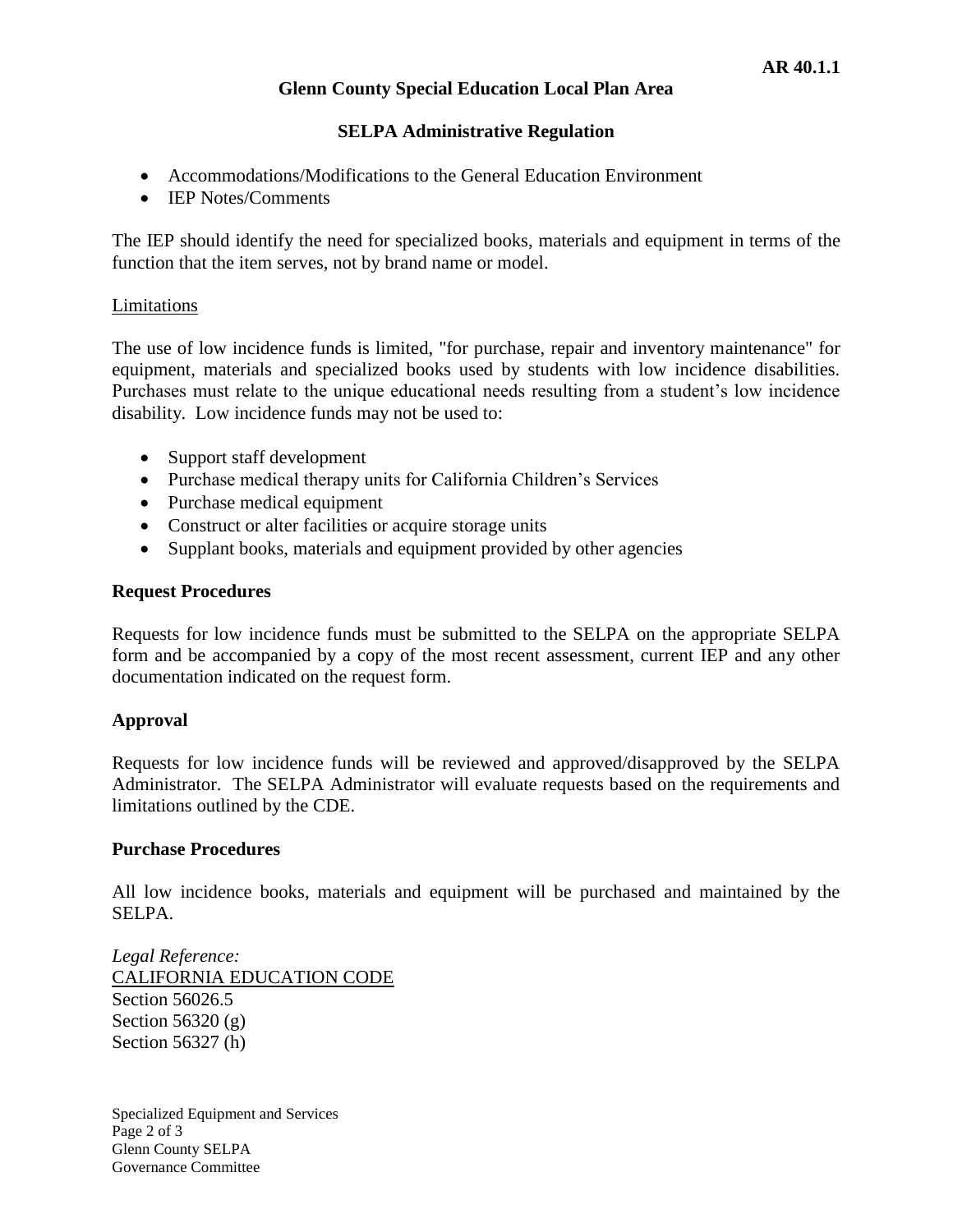- Accommodations/Modifications to the General Education Environment
- IEP Notes/Comments

The IEP should identify the need for specialized books, materials and equipment in terms of the function that the item serves, not by brand name or model.

Limitations

The use of low incidence funds is limited, "for purchase, repair and inventory maintenance" for equipment, materials and specialized books used by students with low incidence disabilities. Purchases must relate to the unique educational needs resulting from a student's low incidence disability. Low incidence funds may not be used to:

- Support staff development
- Purchase medical therapy units for California Children's Services
- Purchase medical equipment
- Construct or alter facilities or acquire storage units
- Supplant books, materials and equipment provided by other agencies

**Request Procedures**

Requests for low incidence funds must be submitted to the SELPA on the appropriate SELPA form and be accompanied by a copy of the most recent assessment, current IEP and any other documentation indicated on the request form.

**Approval**

Requests for low incidence funds will be reviewed and approved/disapproved by the SELPA Administrator. The SELPA Administrator will evaluate requests based on the requirements and limitations outlined by the CDE.

**Purchase Procedures**

All low incidence books, materials and equipment will be purchased and maintained by the SELPA.

*Legal Reference:*
CALIFORNIA EDUCATION CODE
Section 56026.5
Section 56320 (g)
Section 56327 (h)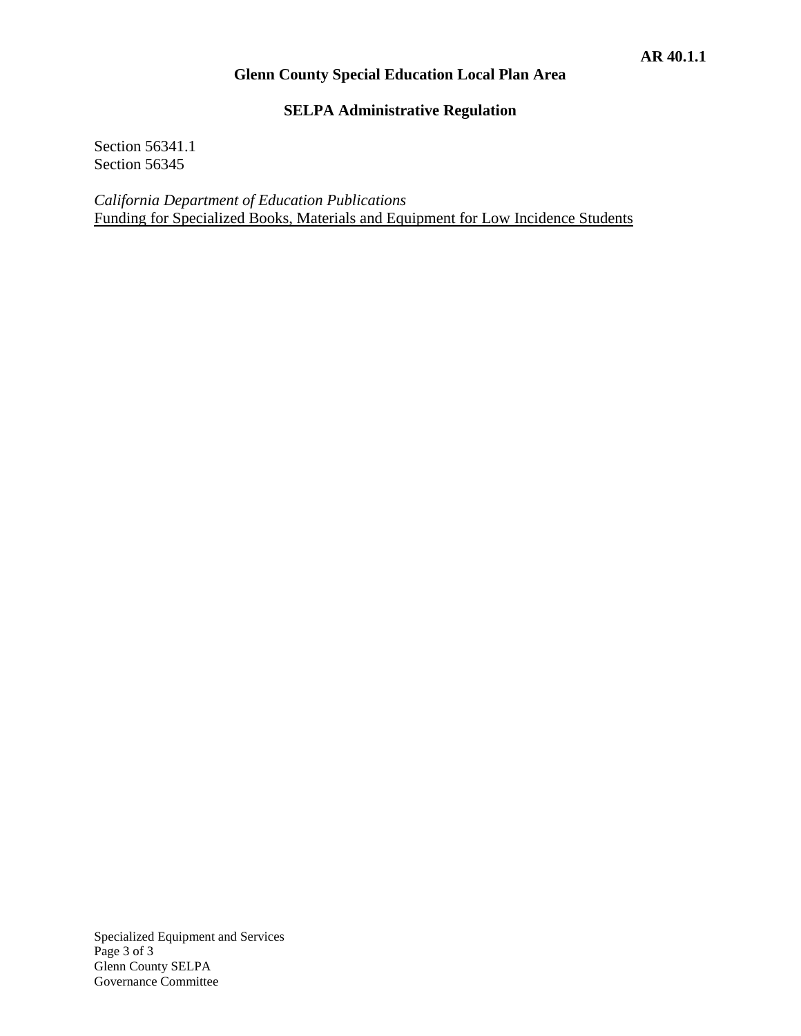Section 56341.1
Section 56345

*California Department of Education Publications*
Funding for Specialized Books, Materials and Equipment for Low Incidence Students